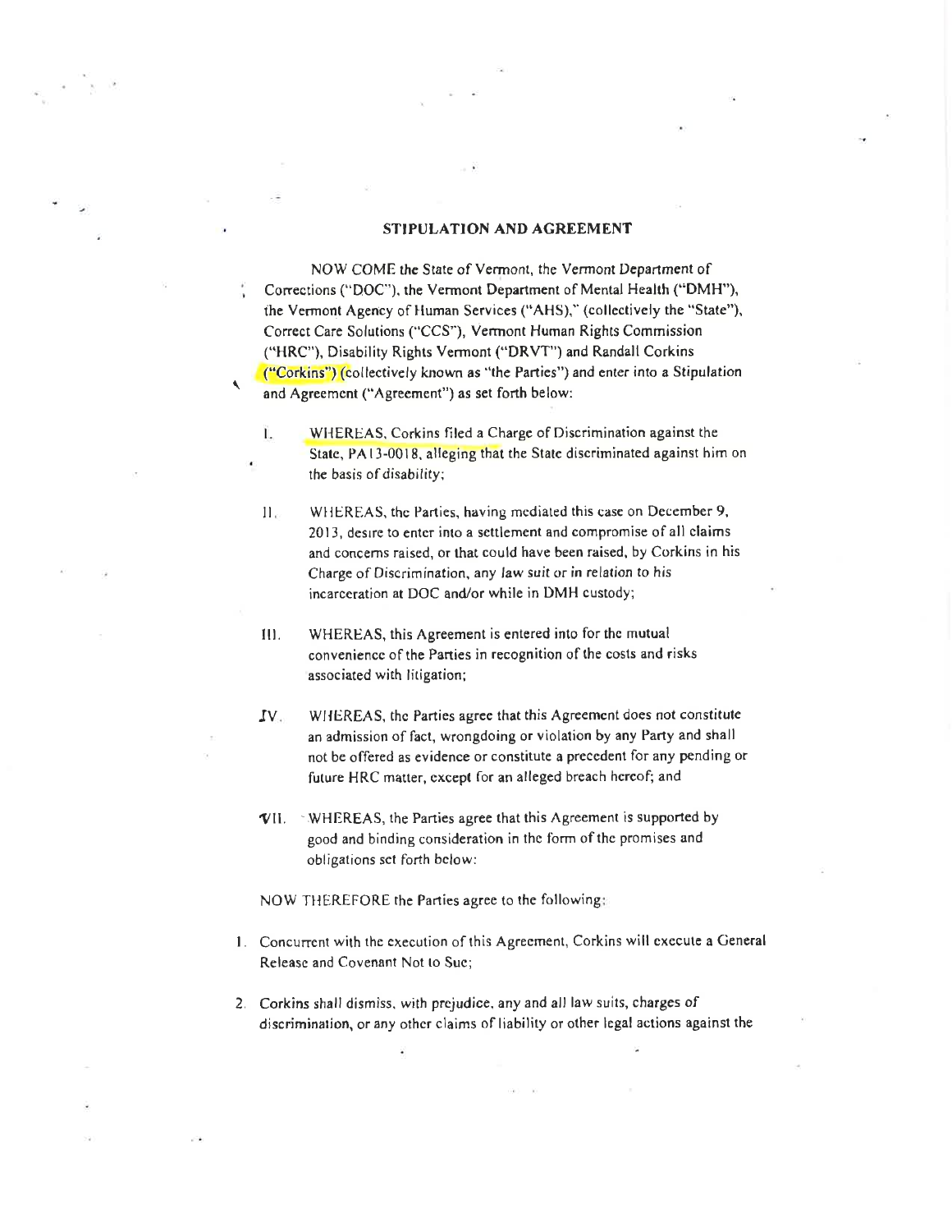## STIPULATION AND AGREEMENT

NOW COME the State of Vermont, the Vermont Department of Corrections ("DOC"), the Vermont Department of Mental Health ("DMH"), the Vermont Agency of Human Services ("AHS")," (collectively the "State"), Correct Care Solutions ("CCS"), Vermont Human Rights Commission ("HRC"), Disability Rights Vermont ("DRVT") and Randall Corkins ("Corkins") (collectively known as "the Parties") and enter into a Stipulation and Agreement ("Agreement") as set forth below:

I. WHEREAS, Corkins filed a Charge of Discrimination against the State, PA13-0018, alleging that the State discriminated against him on the basis of disability;

II. WHEREAS, the Parties, having mediated this case on December 9, 2013, desire to enter into a settlement and compromise of all claims and concerns raised, or that could have been raised, by Corkins in his Charge of Discrimination, any law suit or in relation to his incarceration at DOC and/or while in DMH custody;

III. WHEREAS, this Agreement is entered into for the mutual convenience of the Parties in recognition of the costs and risks associated with litigation;

IV. WHEREAS, the Parties agree that this Agreement does not constitute an admission of fact, wrongdoing or violation by any Party and shall not be offered as evidence or constitute a precedent for any pending or future HRC matter, except for an alleged breach hereof; and

VII. WHEREAS, the Parties agree that this Agreement is supported by good and binding consideration in the form of the promises and obligations set forth below:

NOW THEREFORE the Parties agree to the following:

1. Concurrent with the execution of this Agreement, Corkins will execute a General Release and Covenant Not to Sue;

2. Corkins shall dismiss, with prejudice, any and all law suits, charges of discrimination, or any other claims of liability or other legal actions against the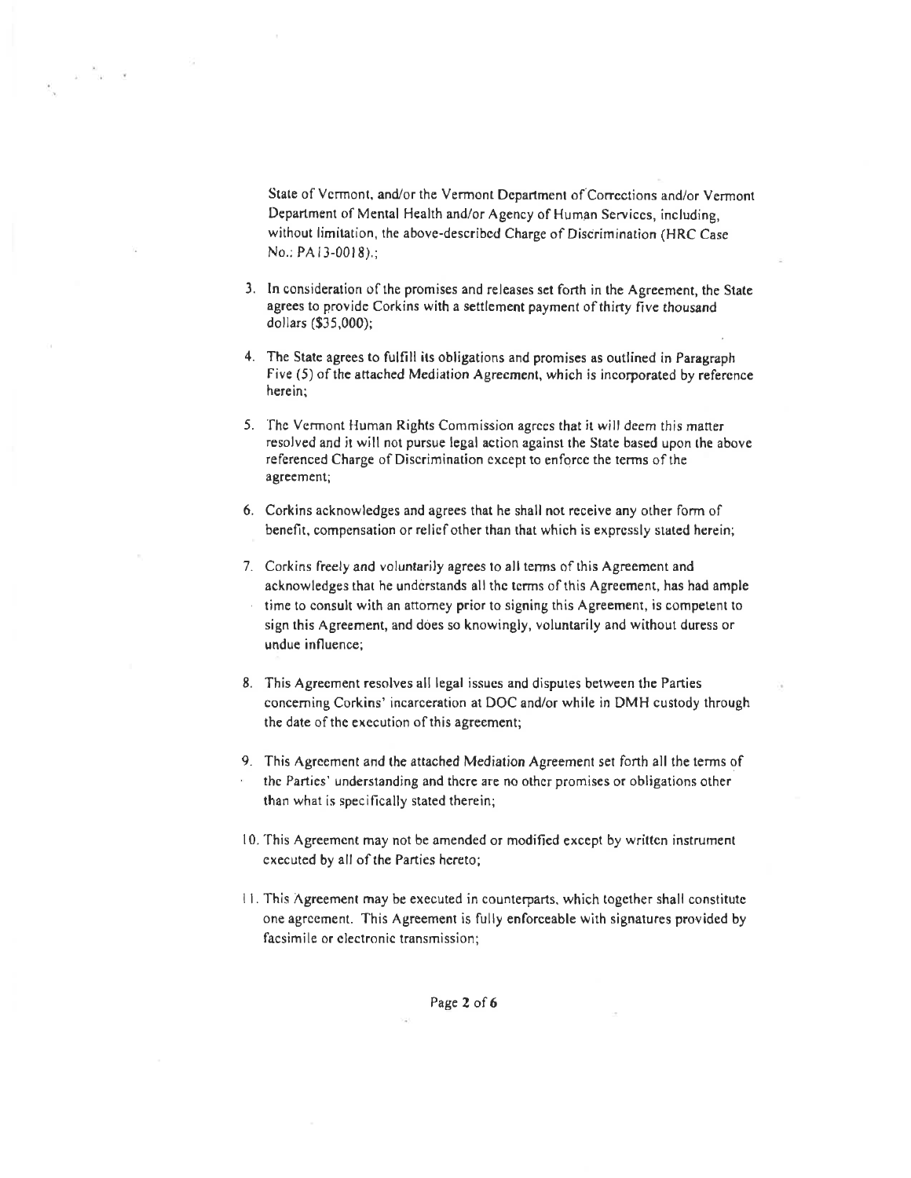State of Vermont, and/or the Vermont Department of Corrections and/or Vermont Department of Mental Health and/or Agency of Human Services, including, without limitation, the above-described Charge of Discrimination (HRC Case No.: PA13-0018).;

3. In consideration of the promises and releases set forth in the Agreement, the State agrees to provide Corkins with a settlement payment of thirty five thousand dollars ($35,000);

4. The State agrees to fulfill its obligations and promises as outlined in Paragraph Five (5) of the attached Mediation Agreement, which is incorporated by reference herein;

5. The Vermont Human Rights Commission agrees that it will deem this matter resolved and it will not pursue legal action against the State based upon the above referenced Charge of Discrimination except to enforce the terms of the agreement;

6. Corkins acknowledges and agrees that he shall not receive any other form of benefit, compensation or relief other than that which is expressly stated herein;

7. Corkins freely and voluntarily agrees to all terms of this Agreement and acknowledges that he understands all the terms of this Agreement, has had ample time to consult with an attorney prior to signing this Agreement, is competent to sign this Agreement, and does so knowingly, voluntarily and without duress or undue influence;

8. This Agreement resolves all legal issues and disputes between the Parties concerning Corkins' incarceration at DOC and/or while in DMH custody through the date of the execution of this agreement;

9. This Agreement and the attached Mediation Agreement set forth all the terms of the Parties' understanding and there are no other promises or obligations other than what is specifically stated therein;

10. This Agreement may not be amended or modified except by written instrument executed by all of the Parties hereto;

11. This Agreement may be executed in counterparts, which together shall constitute one agreement. This Agreement is fully enforceable with signatures provided by facsimile or electronic transmission;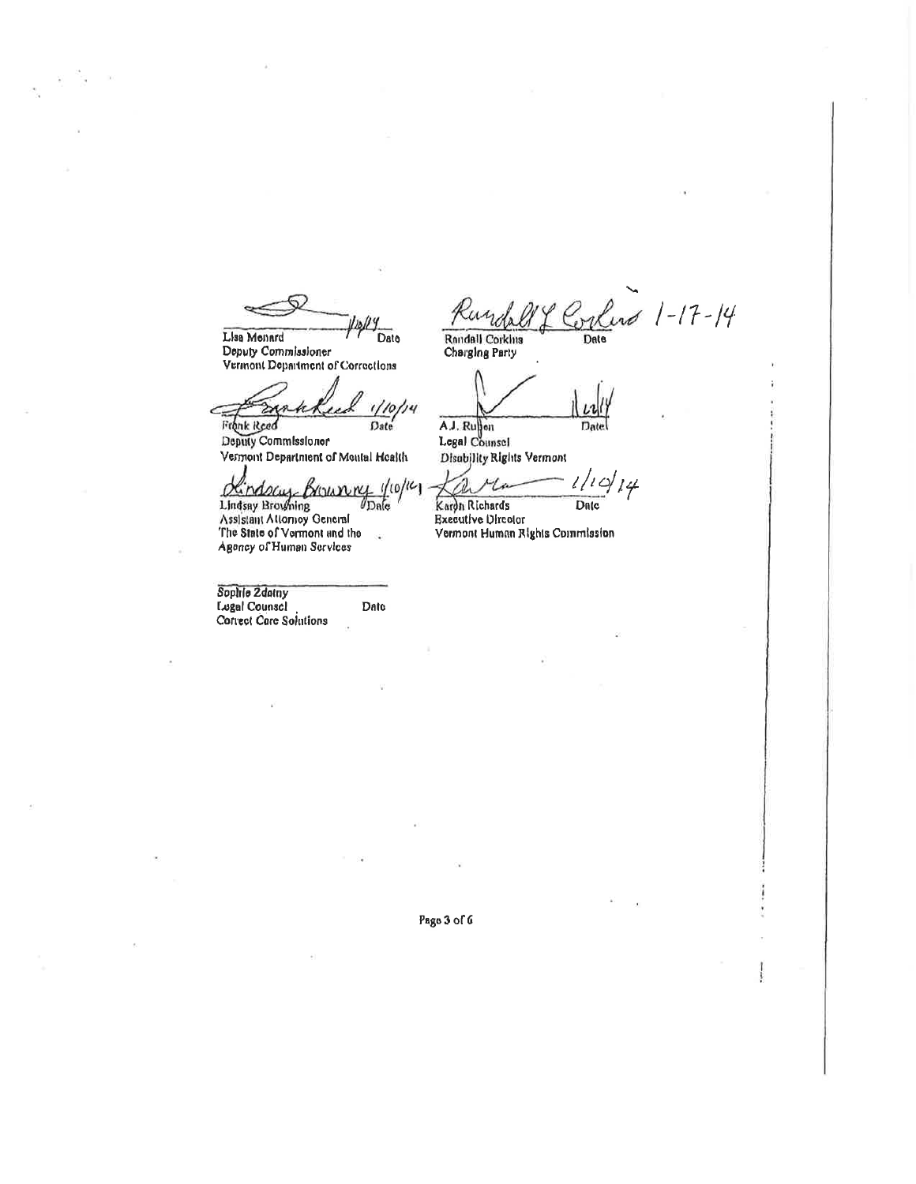| | |
|---|---|
| 1/10/14 | Randall L Corkins 1-17-14 |
| Lisa Menard, Date | Randall Corkins, Date |
| Deputy Commissioner | Charging Party |
| Vermont Department of Corrections | |
| Frank Reed 1/10/14 | 1/10/14 |
| Frank Reed, Date | A.J. Ruben, Date |
| Deputy Commissioner | Legal Counsel |
| Vermont Department of Mental Health | Disability Rights Vermont |
| Lindsay Browning 1/10/14 | Karen Richards 1/10/14 |
| Lindsay Browning, Date | Karen Richards, Date |
| Assistant Attorney General | Executive Director |
| The State of Vermont and the Agency of Human Services | Vermont Human Rights Commission |

Sophie Zdatny, Date
Legal Counsel
Correct Care Solutions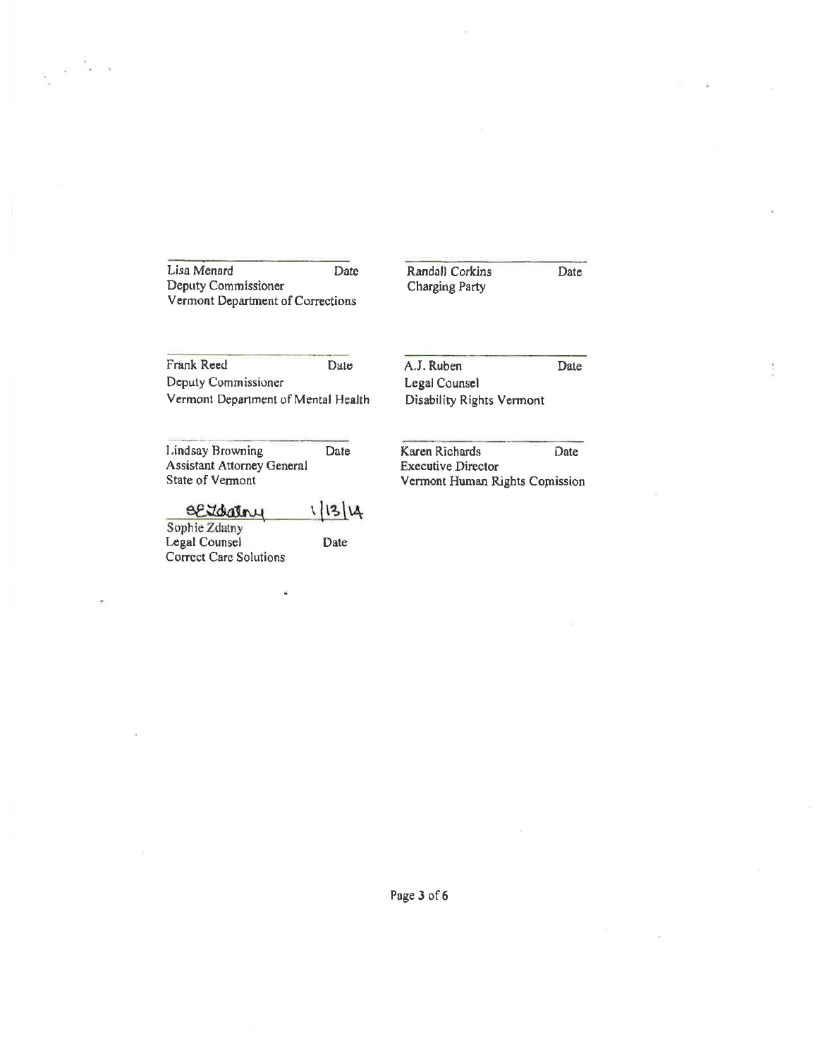| | |
|---|---|
| Lisa Menard Date<br>Deputy Commissioner<br>Vermont Department of Corrections | Randall Corkins Date<br>Charging Party |
| Frank Reed Date<br>Deputy Commissioner<br>Vermont Department of Mental Health | A.J. Ruben Date<br>Legal Counsel<br>Disability Rights Vermont |
| Lindsay Browning Date<br>Assistant Attorney General<br>State of Vermont | Karen Richards Date<br>Executive Director<br>Vermont Human Rights Comission |
| SEZdatny 1/13/14<br>Sophie Zdatny<br>Legal Counsel Date<br>Correct Care Solutions | |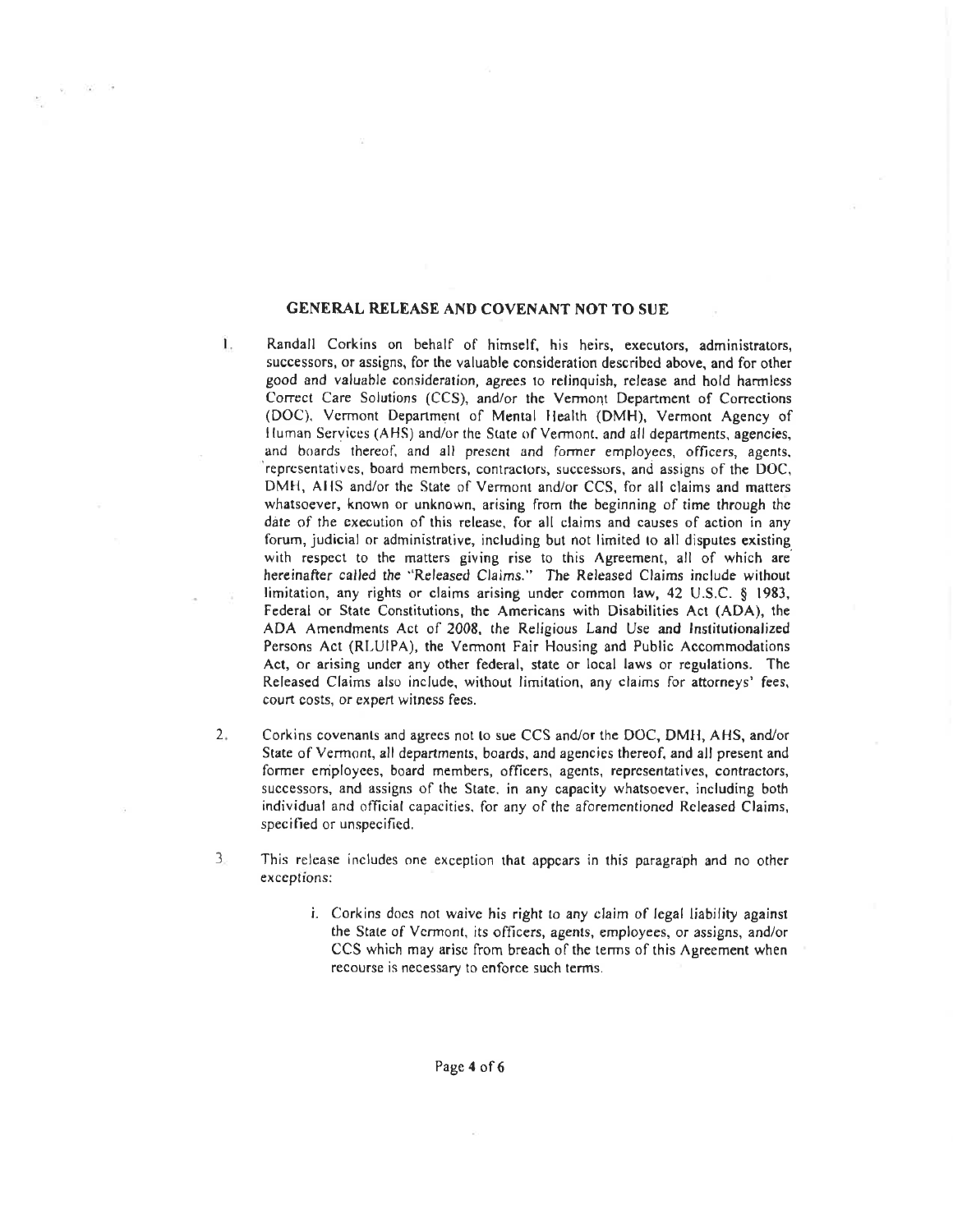## GENERAL RELEASE AND COVENANT NOT TO SUE

1. Randall Corkins on behalf of himself, his heirs, executors, administrators, successors, or assigns, for the valuable consideration described above, and for other good and valuable consideration, agrees to relinquish, release and hold harmless Correct Care Solutions (CCS), and/or the Vermont Department of Corrections (DOC), Vermont Department of Mental Health (DMH), Vermont Agency of Human Services (AHS) and/or the State of Vermont, and all departments, agencies, and boards thereof, and all present and former employees, officers, agents, representatives, board members, contractors, successors, and assigns of the DOC, DMH, AHS and/or the State of Vermont and/or CCS, for all claims and matters whatsoever, known or unknown, arising from the beginning of time through the date of the execution of this release, for all claims and causes of action in any forum, judicial or administrative, including but not limited to all disputes existing with respect to the matters giving rise to this Agreement, all of which are hereinafter called the "Released Claims." The Released Claims include without limitation, any rights or claims arising under common law, 42 U.S.C. § 1983, Federal or State Constitutions, the Americans with Disabilities Act (ADA), the ADA Amendments Act of 2008, the Religious Land Use and Institutionalized Persons Act (RLUIPA), the Vermont Fair Housing and Public Accommodations Act, or arising under any other federal, state or local laws or regulations. The Released Claims also include, without limitation, any claims for attorneys' fees, court costs, or expert witness fees.

2. Corkins covenants and agrees not to sue CCS and/or the DOC, DMH, AHS, and/or State of Vermont, all departments, boards, and agencies thereof, and all present and former employees, board members, officers, agents, representatives, contractors, successors, and assigns of the State, in any capacity whatsoever, including both individual and official capacities, for any of the aforementioned Released Claims, specified or unspecified.

3. This release includes one exception that appears in this paragraph and no other exceptions:

    i. Corkins does not waive his right to any claim of legal liability against the State of Vermont, its officers, agents, employees, or assigns, and/or CCS which may arise from breach of the terms of this Agreement when recourse is necessary to enforce such terms.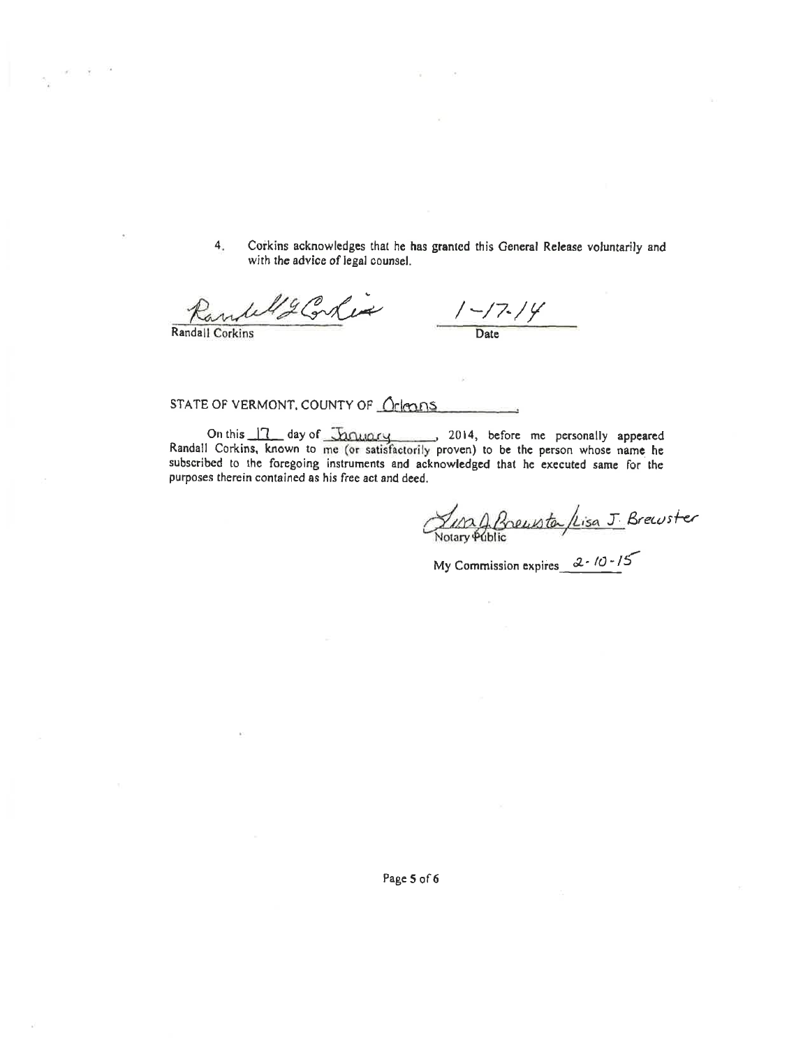4. Corkins acknowledges that he has granted this General Release voluntarily and with the advice of legal counsel.

Randall G Corkins

Randall Corkins

1-17-14

Date

STATE OF VERMONT, COUNTY OF Orleans

On this 17 day of January, 2014, before me personally appeared Randall Corkins, known to me (or satisfactorily proven) to be the person whose name he subscribed to the foregoing instruments and acknowledged that he executed same for the purposes therein contained as his free act and deed.

Lisa J. Brewster / Lisa J. Brewster

Notary Public

My Commission expires 2-10-15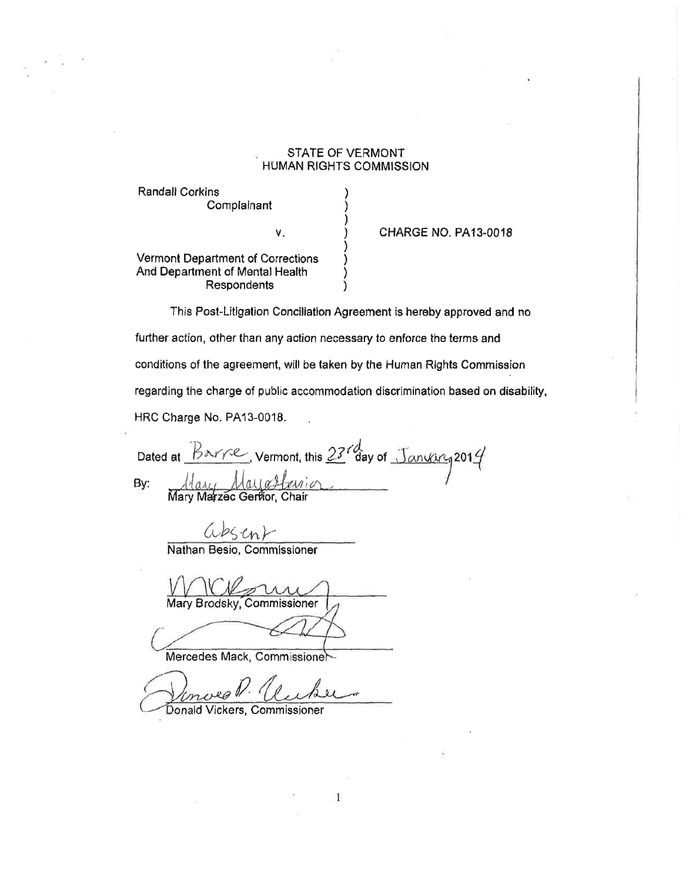STATE OF VERMONT
HUMAN RIGHTS COMMISSION

| | | |
|---|---|---|
| Randall Corkins<br>Complainant | ) | |
| v. | ) | CHARGE NO. PA13-0018 |
| Vermont Department of Corrections<br>And Department of Mental Health<br>Respondents | ) | |

This Post-Litigation Conciliation Agreement is hereby approved and no further action, other than any action necessary to enforce the terms and conditions of the agreement, will be taken by the Human Rights Commission regarding the charge of public accommodation discrimination based on disability, HRC Charge No. PA13-0018.

Dated at Barre, Vermont, this 23rd day of January 2014

By: *Mary Marzec Gerdior*
Mary Marzec Gerdior, Chair

*absent*
Nathan Besio, Commissioner

*[signature]*
Mary Brodsky, Commissioner

*[signature]*
Mercedes Mack, Commissioner

*Donald P. Vickers*
Donald Vickers, Commissioner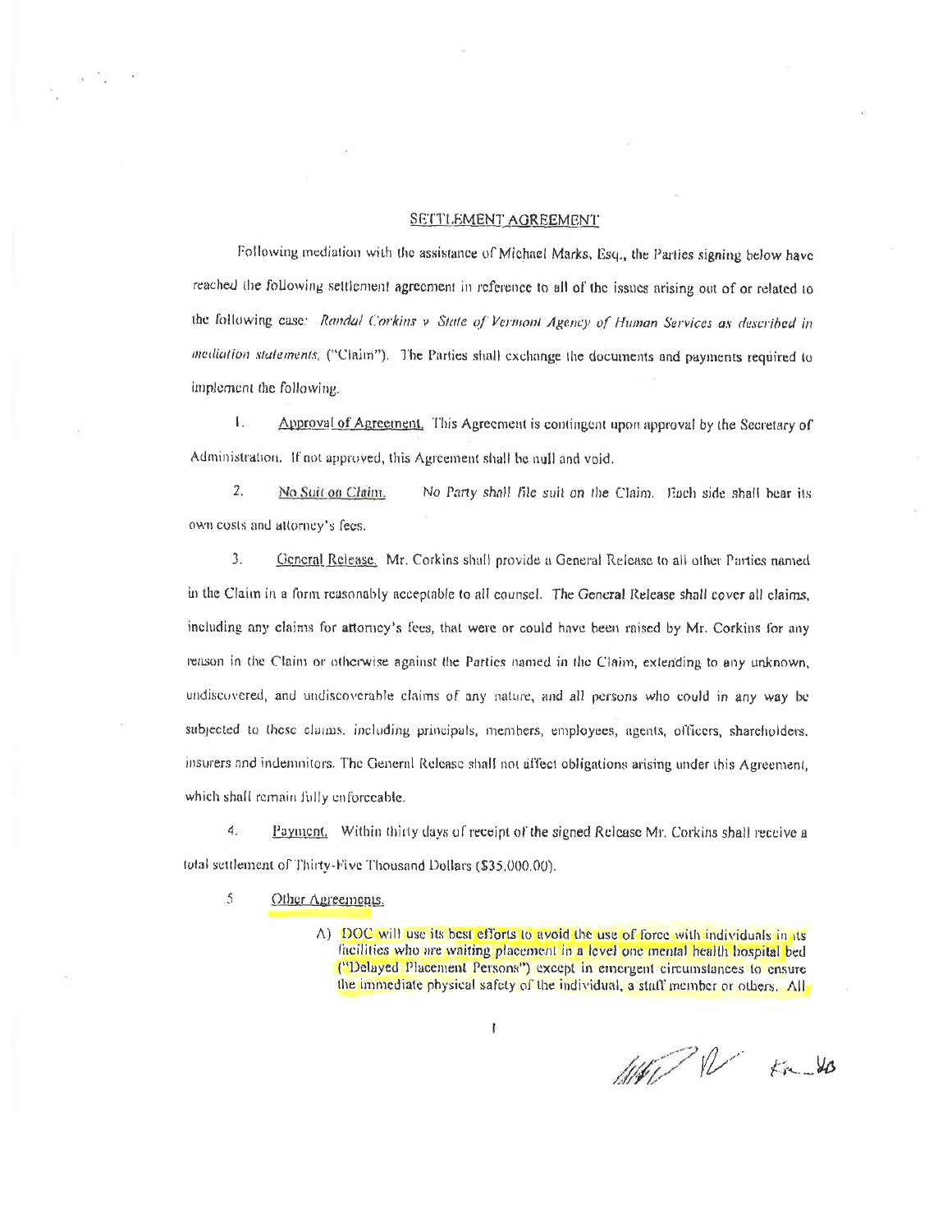## SETTLEMENT AGREEMENT

Following mediation with the assistance of Michael Marks, Esq., the Parties signing below have reached the following settlement agreement in reference to all of the issues arising out of or related to the following case: *Randal Corkins v State of Vermont Agency of Human Services as described in mediation statements*, ("Claim"). The Parties shall exchange the documents and payments required to implement the following.

1. Approval of Agreement. This Agreement is contingent upon approval by the Secretary of Administration. If not approved, this Agreement shall be null and void.

2. No Suit on Claim. *No Party shall file suit on the Claim.* Each side shall bear its own costs and attorney's fees.

3. General Release. Mr. Corkins shall provide a General Release to all other Parties named in the Claim in a form reasonably acceptable to all counsel. The General Release shall cover all claims, including any claims for attorney's fees, that were or could have been raised by Mr. Corkins for any reason in the Claim or otherwise against the Parties named in the Claim, extending to any unknown, undiscovered, and undiscoverable claims of any nature, and all persons who could in any way be subjected to these claims, including principals, members, employees, agents, officers, shareholders, insurers and indemnitors. The General Release shall not affect obligations arising under this Agreement, which shall remain fully enforceable.

4. Payment. Within thirty days of receipt of the signed Release Mr. Corkins shall receive a total settlement of Thirty-Five Thousand Dollars ($35,000.00).

5. Other Agreements.

   A) DOC will use its best efforts to avoid the use of force with individuals in its facilities who are waiting placement in a level one mental health hospital bed ("Delayed Placement Persons") except in emergent circumstances to ensure the immediate physical safety of the individual, a staff member or others. All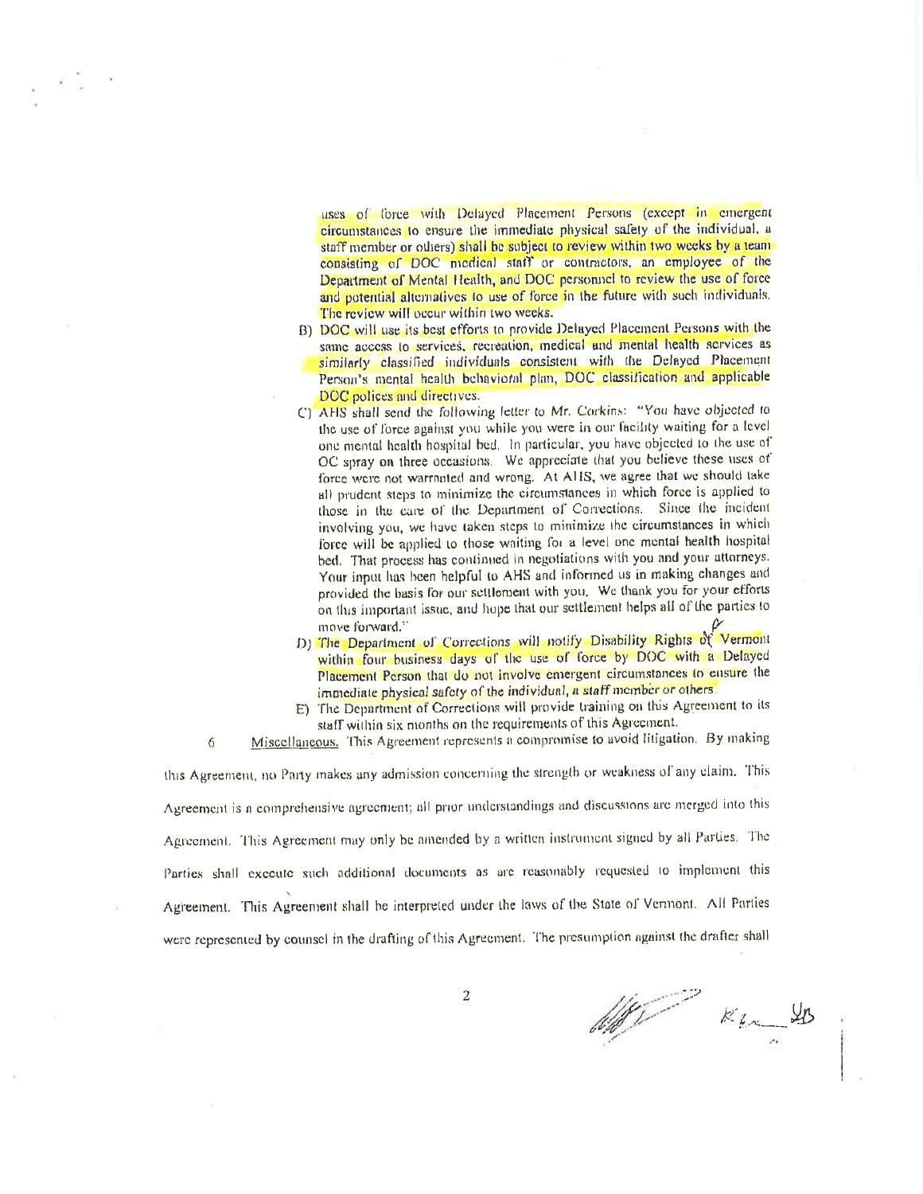uses of force with Delayed Placement Persons (except in emergent circumstances to ensure the immediate physical safety of the individual, a staff member or others) shall be subject to review within two weeks by a team consisting of DOC medical staff or contractors, an employee of the Department of Mental Health, and DOC personnel to review the use of force and potential alternatives to use of force in the future with such individuals. The review will occur within two weeks.

B) DOC will use its best efforts to provide Delayed Placement Persons with the same access to services, recreation, medical and mental health services as similarly classified individuals consistent with the Delayed Placement Person's mental health behavioral plan, DOC classification and applicable DOC polices and directives.

C) AHS shall send the following letter to Mr. Corkins: "You have objected to the use of force against you while you were in our facility waiting for a level one mental health hospital bed. In particular, you have objected to the use of OC spray on three occasions. We appreciate that you believe these uses of force were not warranted and wrong. At AHS, we agree that we should take all prudent steps to minimize the circumstances in which force is applied to those in the care of the Department of Corrections. Since the incident involving you, we have taken steps to minimize the circumstances in which force will be applied to those waiting for a level one mental health hospital bed. That process has continued in negotiations with you and your attorneys. Your input has been helpful to AHS and informed us in making changes and provided the basis for our settlement with you. We thank you for your efforts on this important issue, and hope that our settlement helps all of the parties to move forward."

D) The Department of Corrections will notify Disability Rights of Vermont within four business days of the use of force by DOC with a Delayed Placement Person that do not involve emergent circumstances to ensure the immediate physical safety of the individual, a staff member or others.

E) The Department of Corrections will provide training on this Agreement to its staff within six months on the requirements of this Agreement.

6 Miscellaneous. This Agreement represents a compromise to avoid litigation. By making this Agreement, no Party makes any admission concerning the strength or weakness of any claim. This Agreement is a comprehensive agreement; all prior understandings and discussions are merged into this Agreement. This Agreement may only be amended by a written instrument signed by all Parties. The Parties shall execute such additional documents as are reasonably requested to implement this Agreement. This Agreement shall be interpreted under the laws of the State of Vermont. All Parties were represented by counsel in the drafting of this Agreement. The presumption against the drafter shall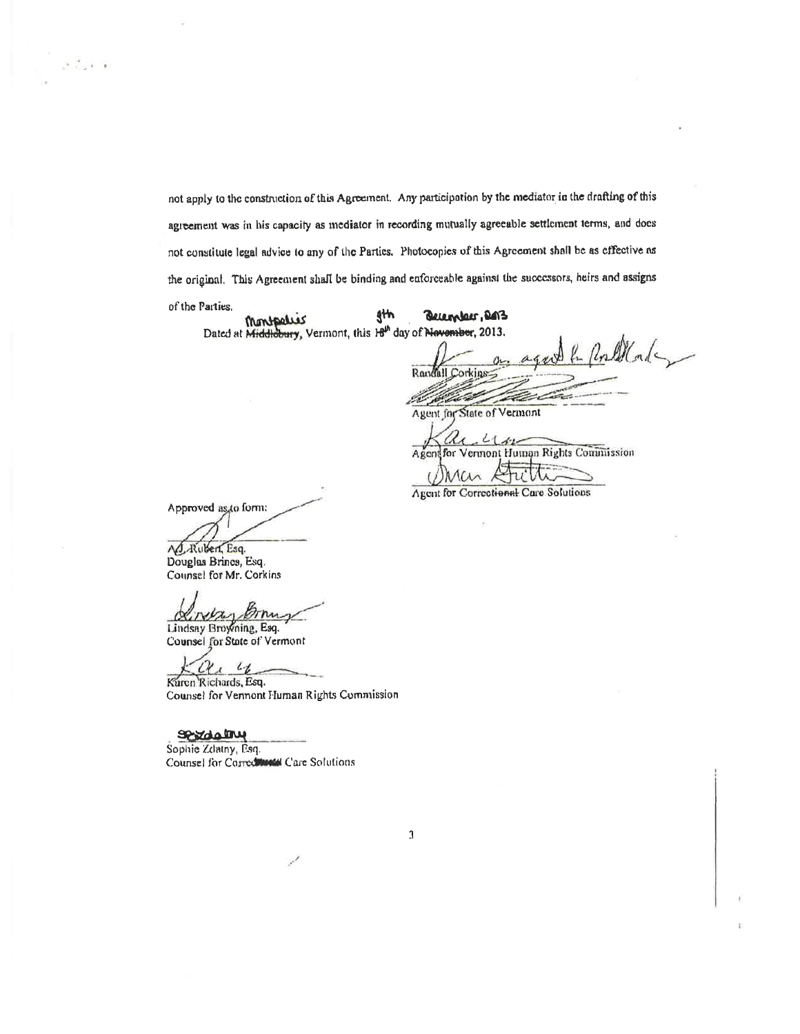not apply to the construction of this Agreement. Any participation by the mediator in the drafting of this agreement was in his capacity as mediator in recording mutually agreeable settlement terms, and does not constitute legal advice to any of the Parties. Photocopies of this Agreement shall be as effective as the original. This Agreement shall be binding and enforceable against the successors, heirs and assigns of the Parties.

Dated at ~~Middlebury~~ Montpelier, Vermont, this ~~18th~~ 9th day of ~~November~~ December, 2013.

Randall Corkins

Agent for State of Vermont

Agent for Vermont Human Rights Commission

Agent for Correctional Care Solutions

Approved as to form:

A.J. Ruben, Esq.
Douglas Brines, Esq.
Counsel for Mr. Corkins

Lindsay Browning, Esq.
Counsel for State of Vermont

Karen Richards, Esq.
Counsel for Vermont Human Rights Commission

Sophie Zdatny, Esq.
Counsel for Correct Care Solutions